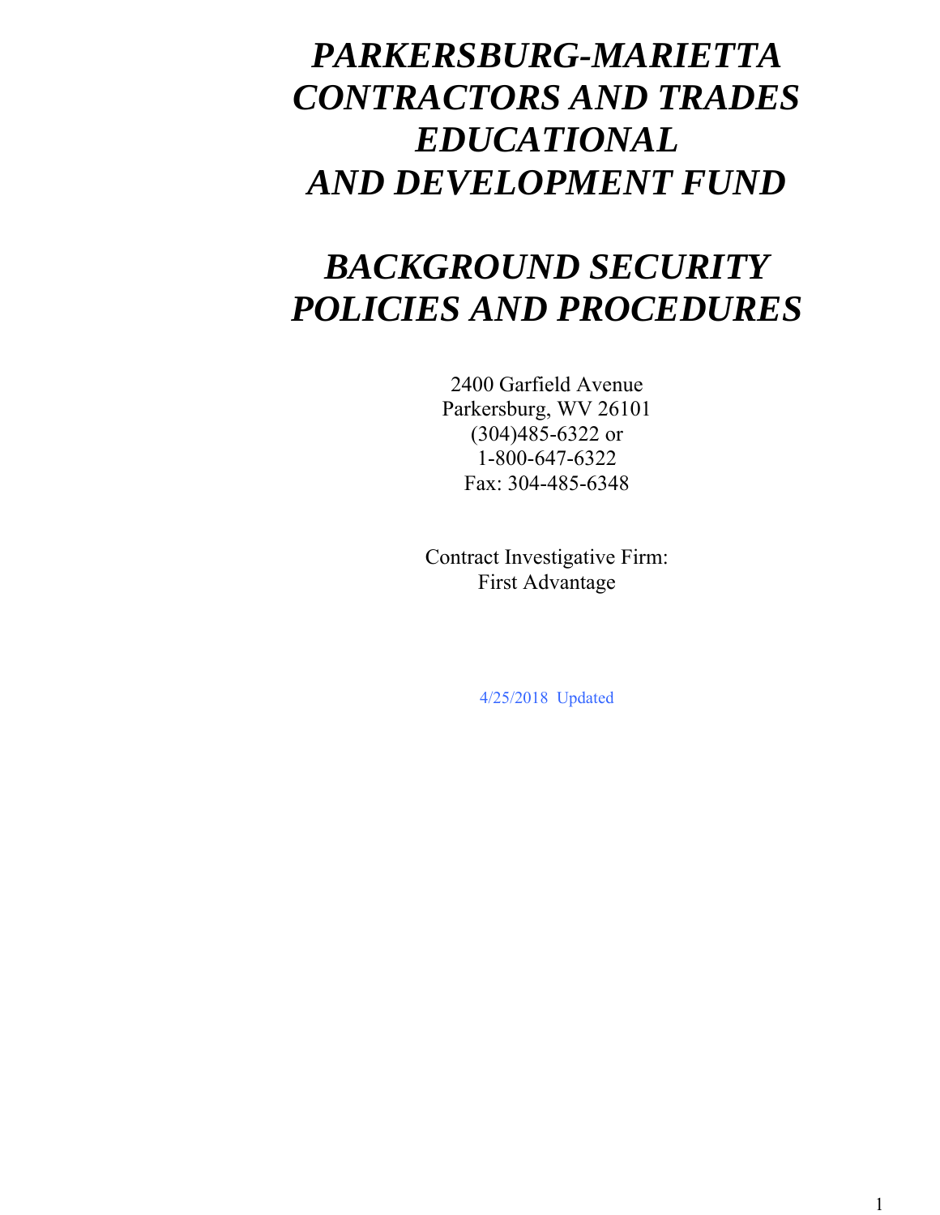# *PARKERSBURG-MARIETTA CONTRACTORS AND TRADES EDUCATIONAL AND DEVELOPMENT FUND*

# *BACKGROUND SECURITY POLICIES AND PROCEDURES*

2400 Garfield Avenue
Parkersburg, WV 26101
(304)485-6322 or
1-800-647-6322
Fax: 304-485-6348

Contract Investigative Firm:
First Advantage

4/25/2018 Updated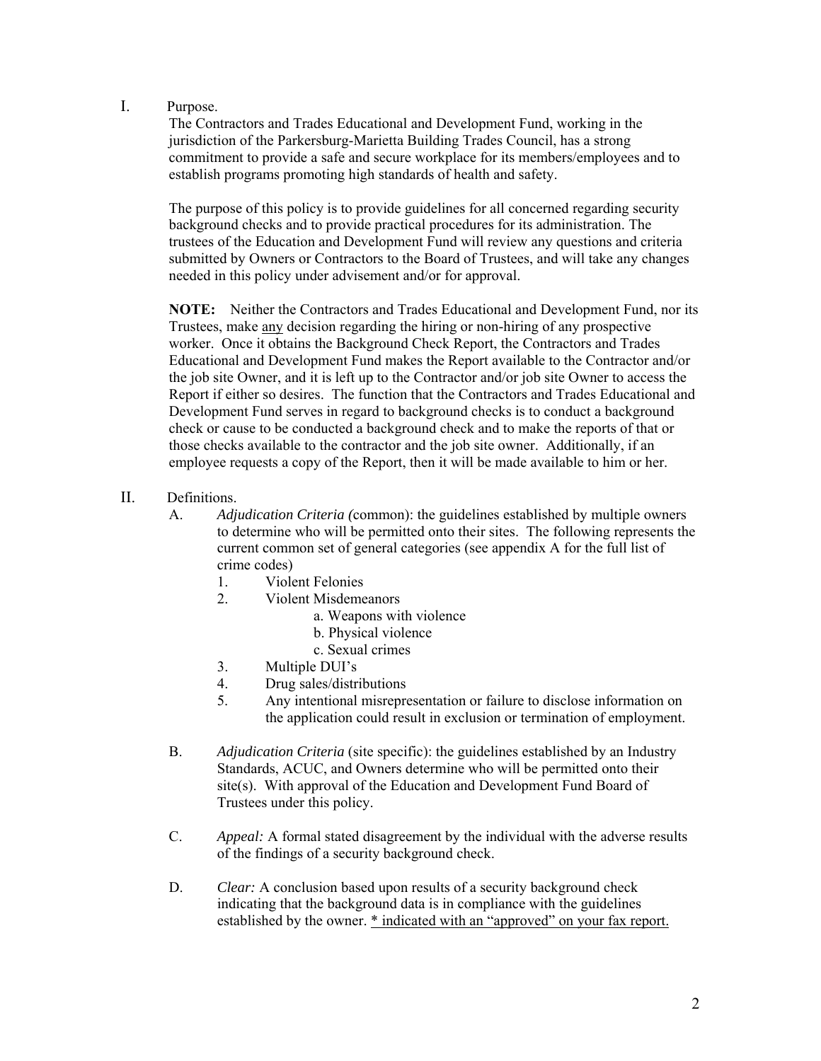I. Purpose.

The Contractors and Trades Educational and Development Fund, working in the jurisdiction of the Parkersburg-Marietta Building Trades Council, has a strong commitment to provide a safe and secure workplace for its members/employees and to establish programs promoting high standards of health and safety.

The purpose of this policy is to provide guidelines for all concerned regarding security background checks and to provide practical procedures for its administration. The trustees of the Education and Development Fund will review any questions and criteria submitted by Owners or Contractors to the Board of Trustees, and will take any changes needed in this policy under advisement and/or for approval.

**NOTE:** Neither the Contractors and Trades Educational and Development Fund, nor its Trustees, make <u>any</u> decision regarding the hiring or non-hiring of any prospective worker. Once it obtains the Background Check Report, the Contractors and Trades Educational and Development Fund makes the Report available to the Contractor and/or the job site Owner, and it is left up to the Contractor and/or job site Owner to access the Report if either so desires. The function that the Contractors and Trades Educational and Development Fund serves in regard to background checks is to conduct a background check or cause to be conducted a background check and to make the reports of that or those checks available to the contractor and the job site owner. Additionally, if an employee requests a copy of the Report, then it will be made available to him or her.

II. Definitions.

A. *Adjudication Criteria (*common): the guidelines established by multiple owners to determine who will be permitted onto their sites. The following represents the current common set of general categories (see appendix A for the full list of crime codes)

1. Violent Felonies
2. Violent Misdemeanors
   a. Weapons with violence
   b. Physical violence
   c. Sexual crimes
3. Multiple DUI's
4. Drug sales/distributions
5. Any intentional misrepresentation or failure to disclose information on the application could result in exclusion or termination of employment.

B. *Adjudication Criteria* (site specific): the guidelines established by an Industry Standards, ACUC, and Owners determine who will be permitted onto their site(s). With approval of the Education and Development Fund Board of Trustees under this policy.

C. *Appeal:* A formal stated disagreement by the individual with the adverse results of the findings of a security background check.

D. *Clear:* A conclusion based upon results of a security background check indicating that the background data is in compliance with the guidelines established by the owner. <u>* indicated with an "approved" on your fax report.</u>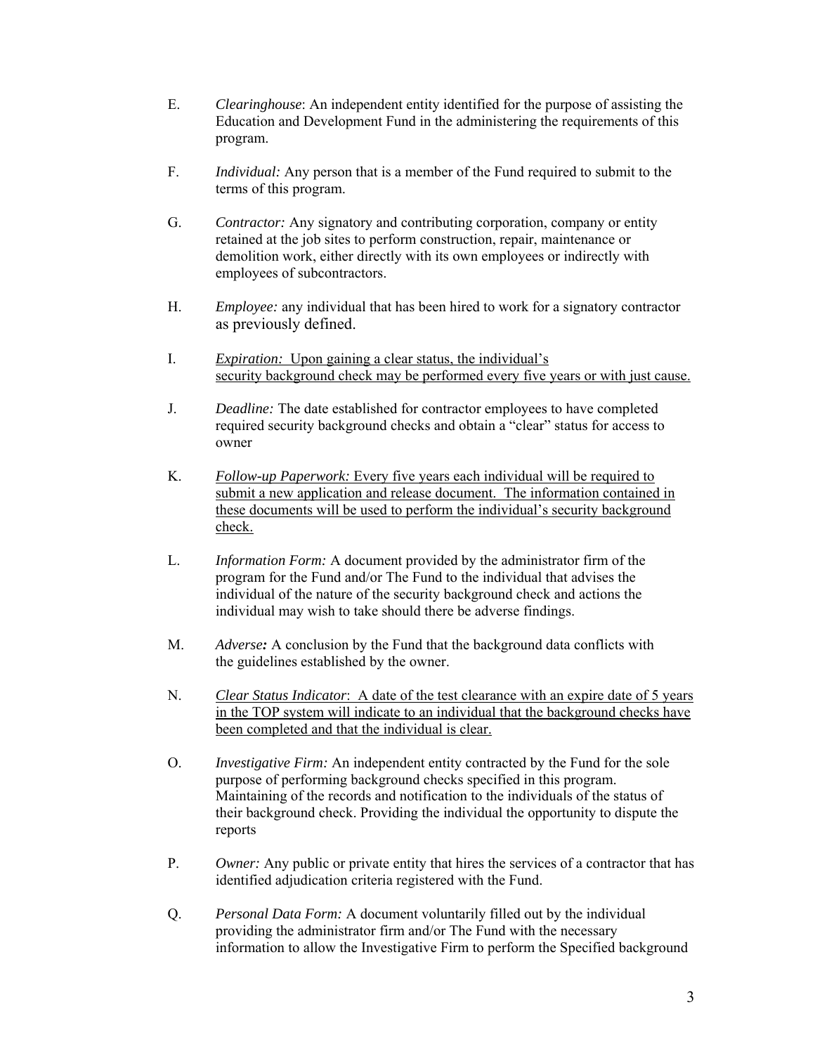E. *Clearinghouse*: An independent entity identified for the purpose of assisting the Education and Development Fund in the administering the requirements of this program.

F. *Individual:* Any person that is a member of the Fund required to submit to the terms of this program.

G. *Contractor:* Any signatory and contributing corporation, company or entity retained at the job sites to perform construction, repair, maintenance or demolition work, either directly with its own employees or indirectly with employees of subcontractors.

H. *Employee:* any individual that has been hired to work for a signatory contractor as previously defined.

I. <u>*Expiration:* Upon gaining a clear status, the individual's security background check may be performed every five years or with just cause.</u>

J. *Deadline:* The date established for contractor employees to have completed required security background checks and obtain a "clear" status for access to owner

K. <u>*Follow-up Paperwork:* Every five years each individual will be required to submit a new application and release document. The information contained in these documents will be used to perform the individual's security background check.</u>

L. *Information Form:* A document provided by the administrator firm of the program for the Fund and/or The Fund to the individual that advises the individual of the nature of the security background check and actions the individual may wish to take should there be adverse findings.

M. *Adverse**:*** A conclusion by the Fund that the background data conflicts with the guidelines established by the owner.

N. <u>*Clear Status Indicator*: A date of the test clearance with an expire date of 5 years in the TOP system will indicate to an individual that the background checks have been completed and that the individual is clear.</u>

O. *Investigative Firm:* An independent entity contracted by the Fund for the sole purpose of performing background checks specified in this program. Maintaining of the records and notification to the individuals of the status of their background check. Providing the individual the opportunity to dispute the reports

P. *Owner:* Any public or private entity that hires the services of a contractor that has identified adjudication criteria registered with the Fund.

Q. *Personal Data Form:* A document voluntarily filled out by the individual providing the administrator firm and/or The Fund with the necessary information to allow the Investigative Firm to perform the Specified background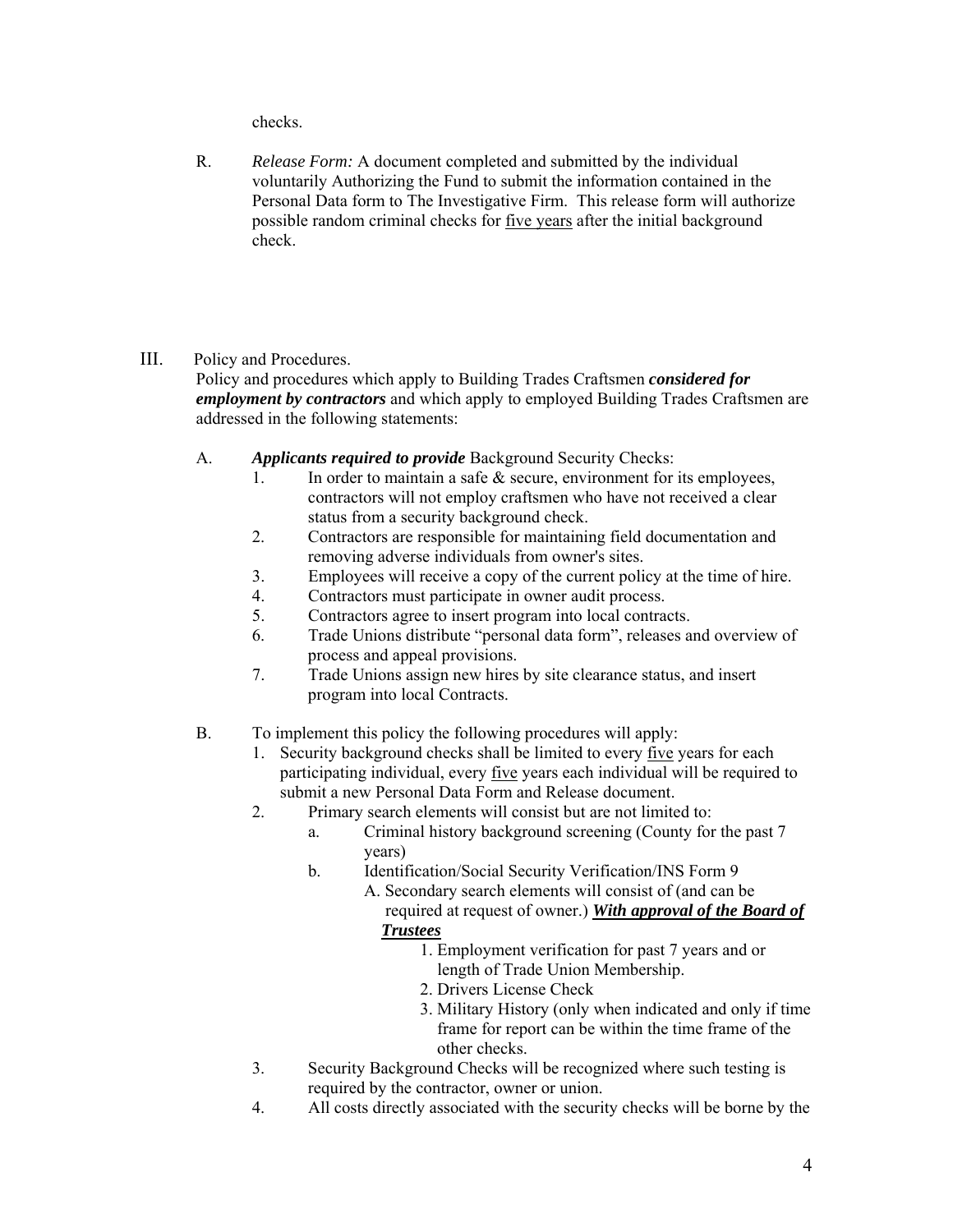checks.

R. *Release Form:* A document completed and submitted by the individual voluntarily Authorizing the Fund to submit the information contained in the Personal Data form to The Investigative Firm. This release form will authorize possible random criminal checks for <u>five years</u> after the initial background check.

III. Policy and Procedures.

Policy and procedures which apply to Building Trades Craftsmen ***considered for employment by contractors*** and which apply to employed Building Trades Craftsmen are addressed in the following statements:

A. ***Applicants required to provide*** Background Security Checks:

1. In order to maintain a safe & secure, environment for its employees, contractors will not employ craftsmen who have not received a clear status from a security background check.
2. Contractors are responsible for maintaining field documentation and removing adverse individuals from owner's sites.
3. Employees will receive a copy of the current policy at the time of hire.
4. Contractors must participate in owner audit process.
5. Contractors agree to insert program into local contracts.
6. Trade Unions distribute "personal data form", releases and overview of process and appeal provisions.
7. Trade Unions assign new hires by site clearance status, and insert program into local Contracts.

B. To implement this policy the following procedures will apply:

1. Security background checks shall be limited to every <u>five</u> years for each participating individual, every <u>five</u> years each individual will be required to submit a new Personal Data Form and Release document.
2. Primary search elements will consist but are not limited to:
   a. Criminal history background screening (County for the past 7 years)
   b. Identification/Social Security Verification/INS Form 9
      A. Secondary search elements will consist of (and can be required at request of owner.) ***<u>With approval of the Board of Trustees</u>***
         1. Employment verification for past 7 years and or length of Trade Union Membership.
         2. Drivers License Check
         3. Military History (only when indicated and only if time frame for report can be within the time frame of the other checks.
3. Security Background Checks will be recognized where such testing is required by the contractor, owner or union.
4. All costs directly associated with the security checks will be borne by the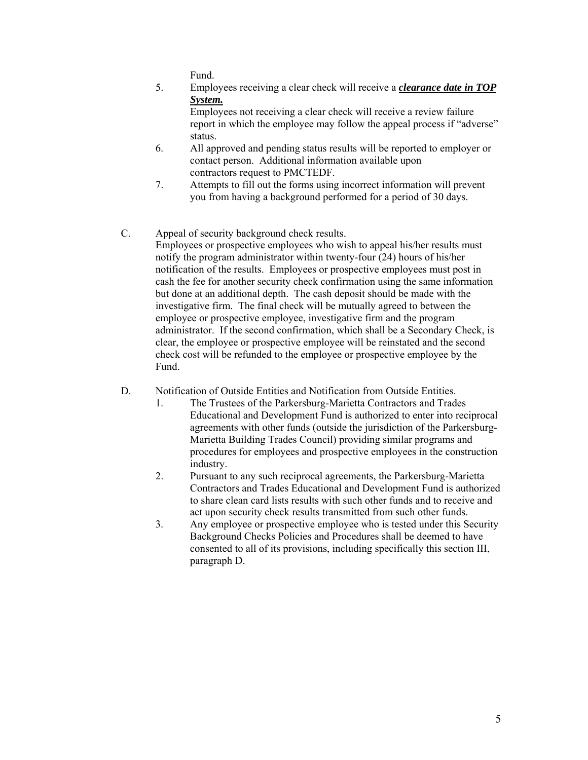Fund.

5. Employees receiving a clear check will receive a ***clearance date in TOP System.***
   Employees not receiving a clear check will receive a review failure report in which the employee may follow the appeal process if "adverse" status.
6. All approved and pending status results will be reported to employer or contact person. Additional information available upon contractors request to PMCTEDF.
7. Attempts to fill out the forms using incorrect information will prevent you from having a background performed for a period of 30 days.

C. Appeal of security background check results.
Employees or prospective employees who wish to appeal his/her results must notify the program administrator within twenty-four (24) hours of his/her notification of the results. Employees or prospective employees must post in cash the fee for another security check confirmation using the same information but done at an additional depth. The cash deposit should be made with the investigative firm. The final check will be mutually agreed to between the employee or prospective employee, investigative firm and the program administrator. If the second confirmation, which shall be a Secondary Check, is clear, the employee or prospective employee will be reinstated and the second check cost will be refunded to the employee or prospective employee by the Fund.

D. Notification of Outside Entities and Notification from Outside Entities.

1. The Trustees of the Parkersburg-Marietta Contractors and Trades Educational and Development Fund is authorized to enter into reciprocal agreements with other funds (outside the jurisdiction of the Parkersburg-Marietta Building Trades Council) providing similar programs and procedures for employees and prospective employees in the construction industry.
2. Pursuant to any such reciprocal agreements, the Parkersburg-Marietta Contractors and Trades Educational and Development Fund is authorized to share clean card lists results with such other funds and to receive and act upon security check results transmitted from such other funds.
3. Any employee or prospective employee who is tested under this Security Background Checks Policies and Procedures shall be deemed to have consented to all of its provisions, including specifically this section III, paragraph D.